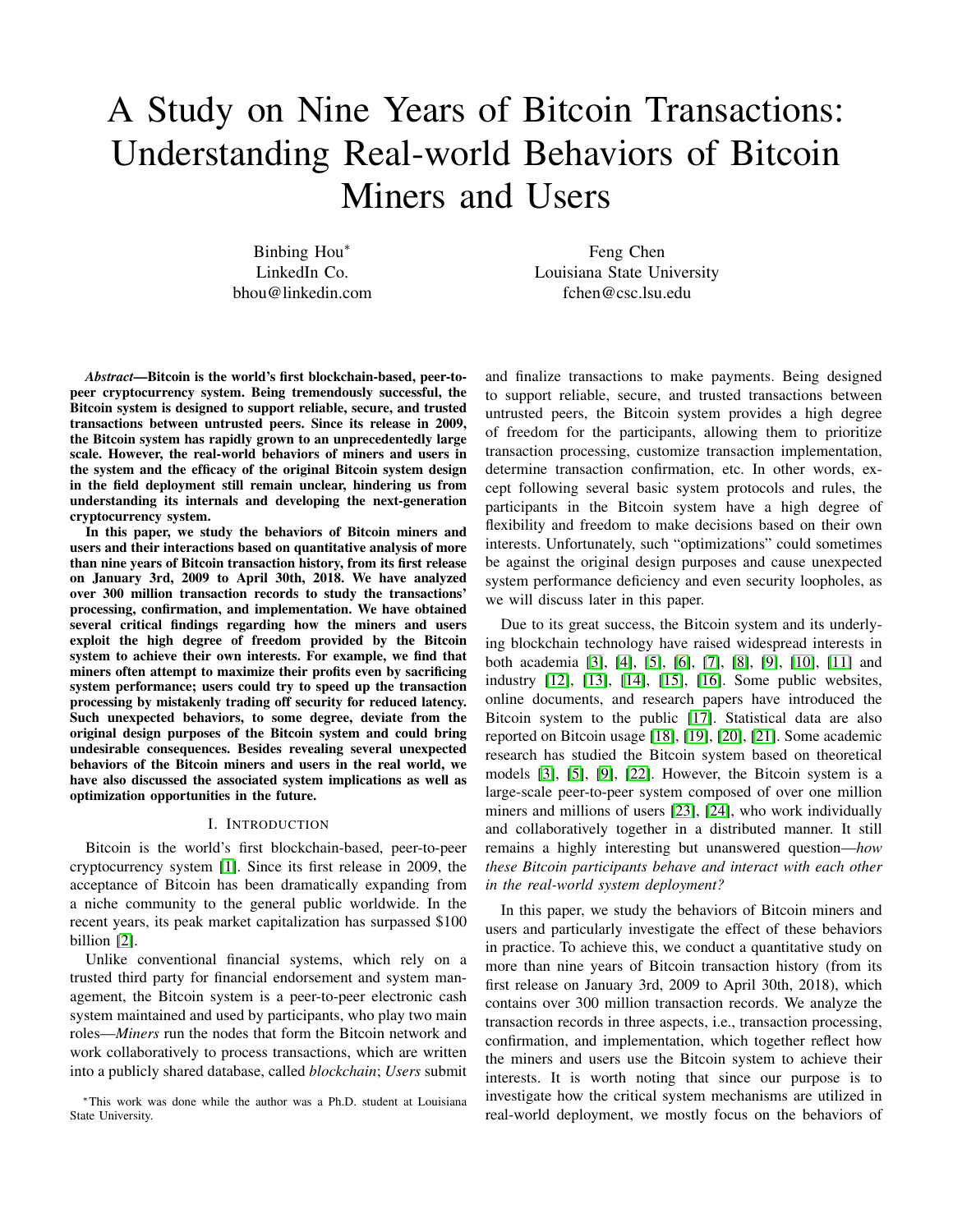# A Study on Nine Years of Bitcoin Transactions: Understanding Real-world Behaviors of Bitcoin Miners and Users

Binbing Hou*
LinkedIn Co.
bhou@linkedin.com

Feng Chen
Louisiana State University
fchen@csc.lsu.edu

***Abstract*—Bitcoin is the world's first blockchain-based, peer-to-peer cryptocurrency system. Being tremendously successful, the Bitcoin system is designed to support reliable, secure, and trusted transactions between untrusted peers. Since its release in 2009, the Bitcoin system has rapidly grown to an unprecedentedly large scale. However, the real-world behaviors of miners and users in the system and the efficacy of the original Bitcoin system design in the field deployment still remain unclear, hindering us from understanding its internals and developing the next-generation cryptocurrency system.**

**In this paper, we study the behaviors of Bitcoin miners and users and their interactions based on quantitative analysis of more than nine years of Bitcoin transaction history, from its first release on January 3rd, 2009 to April 30th, 2018. We have analyzed over 300 million transaction records to study the transactions' processing, confirmation, and implementation. We have obtained several critical findings regarding how the miners and users exploit the high degree of freedom provided by the Bitcoin system to achieve their own interests. For example, we find that miners often attempt to maximize their profits even by sacrificing system performance; users could try to speed up the transaction processing by mistakenly trading off security for reduced latency. Such unexpected behaviors, to some degree, deviate from the original design purposes of the Bitcoin system and could bring undesirable consequences. Besides revealing several unexpected behaviors of the Bitcoin miners and users in the real world, we have also discussed the associated system implications as well as optimization opportunities in the future.**

## I. Introduction

Bitcoin is the world's first blockchain-based, peer-to-peer cryptocurrency system [1]. Since its first release in 2009, the acceptance of Bitcoin has been dramatically expanding from a niche community to the general public worldwide. In the recent years, its peak market capitalization has surpassed $100 billion [2].

Unlike conventional financial systems, which rely on a trusted third party for financial endorsement and system management, the Bitcoin system is a peer-to-peer electronic cash system maintained and used by participants, who play two main roles—*Miners* run the nodes that form the Bitcoin network and work collaboratively to process transactions, which are written into a publicly shared database, called *blockchain*; *Users* submit and finalize transactions to make payments. Being designed to support reliable, secure, and trusted transactions between untrusted peers, the Bitcoin system provides a high degree of freedom for the participants, allowing them to prioritize transaction processing, customize transaction implementation, determine transaction confirmation, etc. In other words, except following several basic system protocols and rules, the participants in the Bitcoin system have a high degree of flexibility and freedom to make decisions based on their own interests. Unfortunately, such "optimizations" could sometimes be against the original design purposes and cause unexpected system performance deficiency and even security loopholes, as we will discuss later in this paper.

Due to its great success, the Bitcoin system and its underlying blockchain technology have raised widespread interests in both academia [3], [4], [5], [6], [7], [8], [9], [10], [11] and industry [12], [13], [14], [15], [16]. Some public websites, online documents, and research papers have introduced the Bitcoin system to the public [17]. Statistical data are also reported on Bitcoin usage [18], [19], [20], [21]. Some academic research has studied the Bitcoin system based on theoretical models [3], [5], [9], [22]. However, the Bitcoin system is a large-scale peer-to-peer system composed of over one million miners and millions of users [23], [24], who work individually and collaboratively together in a distributed manner. It still remains a highly interesting but unanswered question—*how these Bitcoin participants behave and interact with each other in the real-world system deployment?*

In this paper, we study the behaviors of Bitcoin miners and users and particularly investigate the effect of these behaviors in practice. To achieve this, we conduct a quantitative study on more than nine years of Bitcoin transaction history (from its first release on January 3rd, 2009 to April 30th, 2018), which contains over 300 million transaction records. We analyze the transaction records in three aspects, i.e., transaction processing, confirmation, and implementation, which together reflect how the miners and users use the Bitcoin system to achieve their interests. It is worth noting that since our purpose is to investigate how the critical system mechanisms are utilized in real-world deployment, we mostly focus on the behaviors of

*This work was done while the author was a Ph.D. student at Louisiana State University.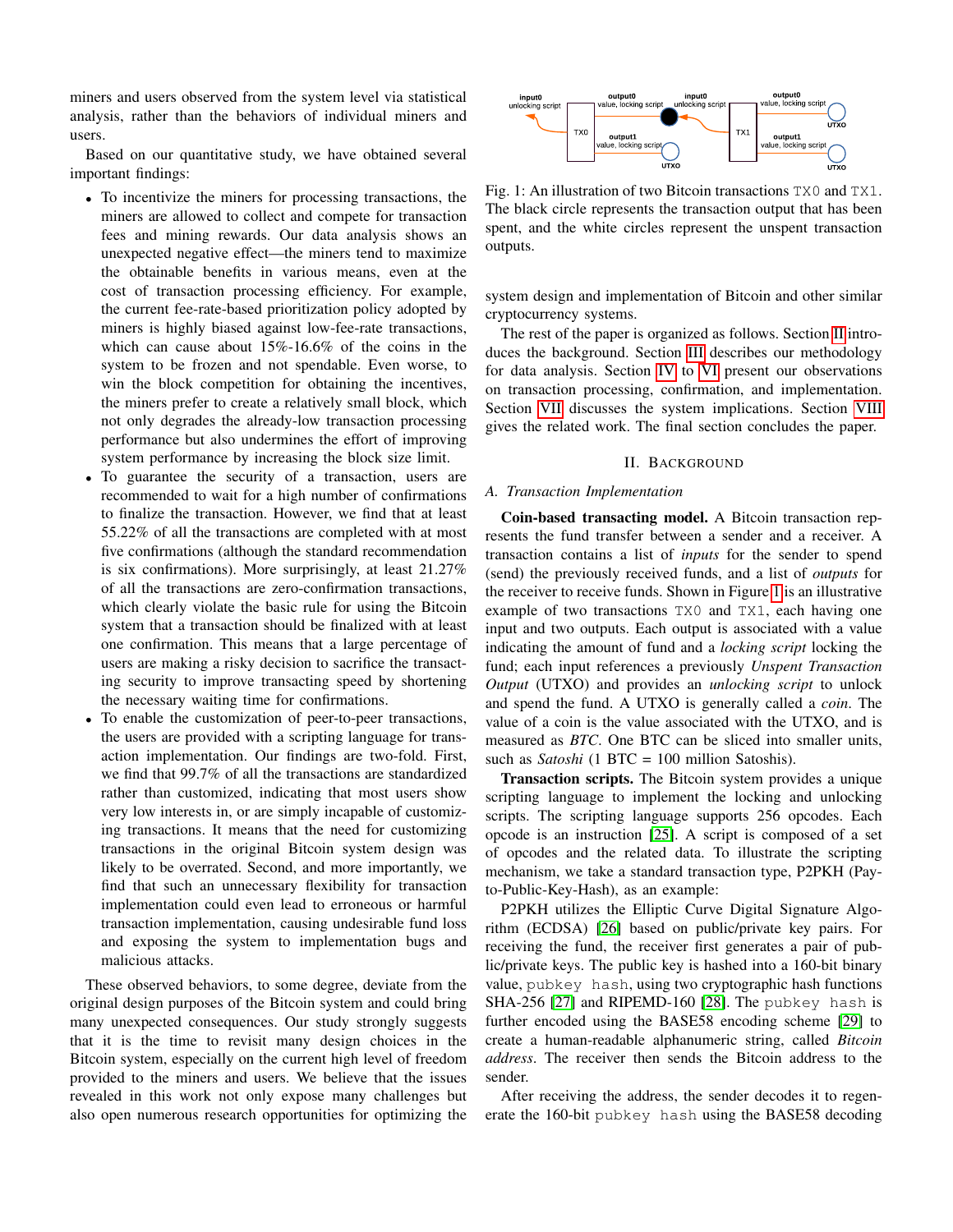miners and users observed from the system level via statistical analysis, rather than the behaviors of individual miners and users.

Based on our quantitative study, we have obtained several important findings:

- To incentivize the miners for processing transactions, the miners are allowed to collect and compete for transaction fees and mining rewards. Our data analysis shows an unexpected negative effect—the miners tend to maximize the obtainable benefits in various means, even at the cost of transaction processing efficiency. For example, the current fee-rate-based prioritization policy adopted by miners is highly biased against low-fee-rate transactions, which can cause about 15%-16.6% of the coins in the system to be frozen and not spendable. Even worse, to win the block competition for obtaining the incentives, the miners prefer to create a relatively small block, which not only degrades the already-low transaction processing performance but also undermines the effort of improving system performance by increasing the block size limit.
- To guarantee the security of a transaction, users are recommended to wait for a high number of confirmations to finalize the transaction. However, we find that at least 55.22% of all the transactions are completed with at most five confirmations (although the standard recommendation is six confirmations). More surprisingly, at least 21.27% of all the transactions are zero-confirmation transactions, which clearly violate the basic rule for using the Bitcoin system that a transaction should be finalized with at least one confirmation. This means that a large percentage of users are making a risky decision to sacrifice the transacting security to improve transacting speed by shortening the necessary waiting time for confirmations.
- To enable the customization of peer-to-peer transactions, the users are provided with a scripting language for transaction implementation. Our findings are two-fold. First, we find that 99.7% of all the transactions are standardized rather than customized, indicating that most users show very low interests in, or are simply incapable of customizing transactions. It means that the need for customizing transactions in the original Bitcoin system design was likely to be overrated. Second, and more importantly, we find that such an unnecessary flexibility for transaction implementation could even lead to erroneous or harmful transaction implementation, causing undesirable fund loss and exposing the system to implementation bugs and malicious attacks.

These observed behaviors, to some degree, deviate from the original design purposes of the Bitcoin system and could bring many unexpected consequences. Our study strongly suggests that it is the time to revisit many design choices in the Bitcoin system, especially on the current high level of freedom provided to the miners and users. We believe that the issues revealed in this work not only expose many challenges but also open numerous research opportunities for optimizing the system design and implementation of Bitcoin and other similar cryptocurrency systems.

Fig. 1: An illustration of two Bitcoin transactions `TX0` and `TX1`. The black circle represents the transaction output that has been spent, and the white circles represent the unspent transaction outputs.

The rest of the paper is organized as follows. Section II introduces the background. Section III describes our methodology for data analysis. Section IV to VI present our observations on transaction processing, confirmation, and implementation. Section VII discusses the system implications. Section VIII gives the related work. The final section concludes the paper.

## II. Background

### A. Transaction Implementation

**Coin-based transacting model.** A Bitcoin transaction represents the fund transfer between a sender and a receiver. A transaction contains a list of *inputs* for the sender to spend (send) the previously received funds, and a list of *outputs* for the receiver to receive funds. Shown in Figure 1 is an illustrative example of two transactions `TX0` and `TX1`, each having one input and two outputs. Each output is associated with a value indicating the amount of fund and a *locking script* locking the fund; each input references a previously *Unspent Transaction Output* (UTXO) and provides an *unlocking script* to unlock and spend the fund. A UTXO is generally called a *coin*. The value of a coin is the value associated with the UTXO, and is measured as *BTC*. One BTC can be sliced into smaller units, such as *Satoshi* (1 BTC = 100 million Satoshis).

**Transaction scripts.** The Bitcoin system provides a unique scripting language to implement the locking and unlocking scripts. The scripting language supports 256 opcodes. Each opcode is an instruction [25]. A script is composed of a set of opcodes and the related data. To illustrate the scripting mechanism, we take a standard transaction type, P2PKH (Pay-to-Public-Key-Hash), as an example:

P2PKH utilizes the Elliptic Curve Digital Signature Algorithm (ECDSA) [26] based on public/private key pairs. For receiving the fund, the receiver first generates a pair of public/private keys. The public key is hashed into a 160-bit binary value, `pubkey hash`, using two cryptographic hash functions SHA-256 [27] and RIPEMD-160 [28]. The `pubkey hash` is further encoded using the BASE58 encoding scheme [29] to create a human-readable alphanumeric string, called *Bitcoin address*. The receiver then sends the Bitcoin address to the sender.

After receiving the address, the sender decodes it to regenerate the 160-bit `pubkey hash` using the BASE58 decoding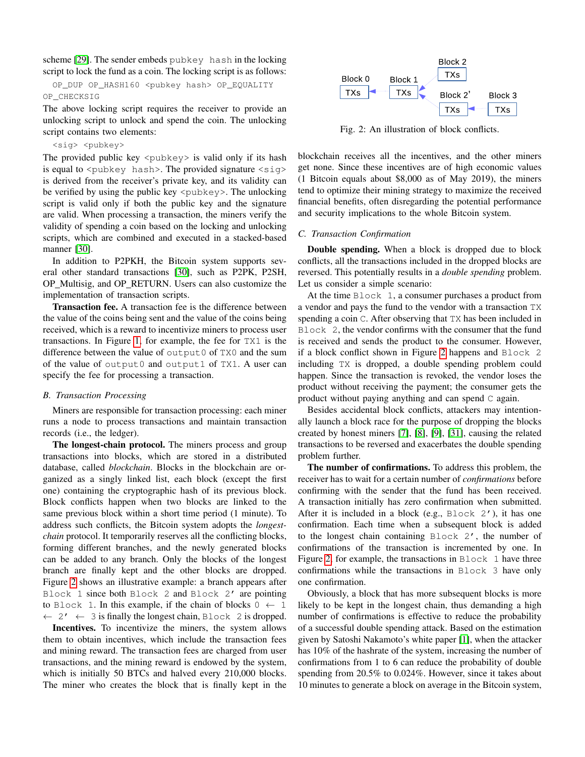scheme [29]. The sender embeds `pubkey hash` in the locking script to lock the fund as a coin. The locking script is as follows:

```
OP_DUP OP_HASH160 <pubkey hash> OP_EQUALITY
OP_CHECKSIG
```

The above locking script requires the receiver to provide an unlocking script to unlock and spend the coin. The unlocking script contains two elements:

```
<sig> <pubkey>
```

The provided public key `<pubkey>` is valid only if its hash is equal to `<pubkey hash>`. The provided signature `<sig>` is derived from the receiver's private key, and its validity can be verified by using the public key `<pubkey>`. The unlocking script is valid only if both the public key and the signature are valid. When processing a transaction, the miners verify the validity of spending a coin based on the locking and unlocking scripts, which are combined and executed in a stacked-based manner [30].

In addition to P2PKH, the Bitcoin system supports several other standard transactions [30], such as P2PK, P2SH, OP_Multisig, and OP_RETURN. Users can also customize the implementation of transaction scripts.

**Transaction fee.** A transaction fee is the difference between the value of the coins being sent and the value of the coins being received, which is a reward to incentivize miners to process user transactions. In Figure 1, for example, the fee for `TX1` is the difference between the value of `output0` of `TX0` and the sum of the value of `output0` and `output1` of `TX1`. A user can specify the fee for processing a transaction.

### B. Transaction Processing

Miners are responsible for transaction processing: each miner runs a node to process transactions and maintain transaction records (i.e., the ledger).

**The longest-chain protocol.** The miners process and group transactions into blocks, which are stored in a distributed database, called *blockchain*. Blocks in the blockchain are organized as a singly linked list, each block (except the first one) containing the cryptographic hash of its previous block. Block conflicts happen when two blocks are linked to the same previous block within a short time period (1 minute). To address such conflicts, the Bitcoin system adopts the *longest-chain* protocol. It temporarily reserves all the conflicting blocks, forming different branches, and the newly generated blocks can be added to any branch. Only the blocks of the longest branch are finally kept and the other blocks are dropped. Figure 2 shows an illustrative example: a branch appears after `Block 1` since both `Block 2` and `Block 2'` are pointing to `Block 1`. In this example, if the chain of blocks `0` ← `1` ← `2'` ← `3` is finally the longest chain, `Block 2` is dropped.

**Incentives.** To incentivize the miners, the system allows them to obtain incentives, which include the transaction fees and mining reward. The transaction fees are charged from user transactions, and the mining reward is endowed by the system, which is initially 50 BTCs and halved every 210,000 blocks. The miner who creates the block that is finally kept in the blockchain receives all the incentives, and the other miners get none. Since these incentives are of high economic values (1 Bitcoin equals about $8,000 as of May 2019), the miners tend to optimize their mining strategy to maximize the received financial benefits, often disregarding the potential performance and security implications to the whole Bitcoin system.

Fig. 2: An illustration of block conflicts.

### C. Transaction Confirmation

**Double spending.** When a block is dropped due to block conflicts, all the transactions included in the dropped blocks are reversed. This potentially results in a *double spending* problem. Let us consider a simple scenario:

At the time `Block 1`, a consumer purchases a product from a vendor and pays the fund to the vendor with a transaction `TX` spending a coin `C`. After observing that `TX` has been included in `Block 2`, the vendor confirms with the consumer that the fund is received and sends the product to the consumer. However, if a block conflict shown in Figure 2 happens and `Block 2` including `TX` is dropped, a double spending problem could happen. Since the transaction is revoked, the vendor loses the product without receiving the payment; the consumer gets the product without paying anything and can spend `C` again.

Besides accidental block conflicts, attackers may intentionally launch a block race for the purpose of dropping the blocks created by honest miners [7], [8], [9], [31], causing the related transactions to be reversed and exacerbates the double spending problem further.

**The number of confirmations.** To address this problem, the receiver has to wait for a certain number of *confirmations* before confirming with the sender that the fund has been received. A transaction initially has zero confirmation when submitted. After it is included in a block (e.g., `Block 2'`), it has one confirmation. Each time when a subsequent block is added to the longest chain containing `Block 2'`, the number of confirmations of the transaction is incremented by one. In Figure 2, for example, the transactions in `Block 1` have three confirmations while the transactions in `Block 3` have only one confirmation.

Obviously, a block that has more subsequent blocks is more likely to be kept in the longest chain, thus demanding a high number of confirmations is effective to reduce the probability of a successful double spending attack. Based on the estimation given by Satoshi Nakamoto's white paper [1], when the attacker has 10% of the hashrate of the system, increasing the number of confirmations from 1 to 6 can reduce the probability of double spending from 20.5% to 0.024%. However, since it takes about 10 minutes to generate a block on average in the Bitcoin system,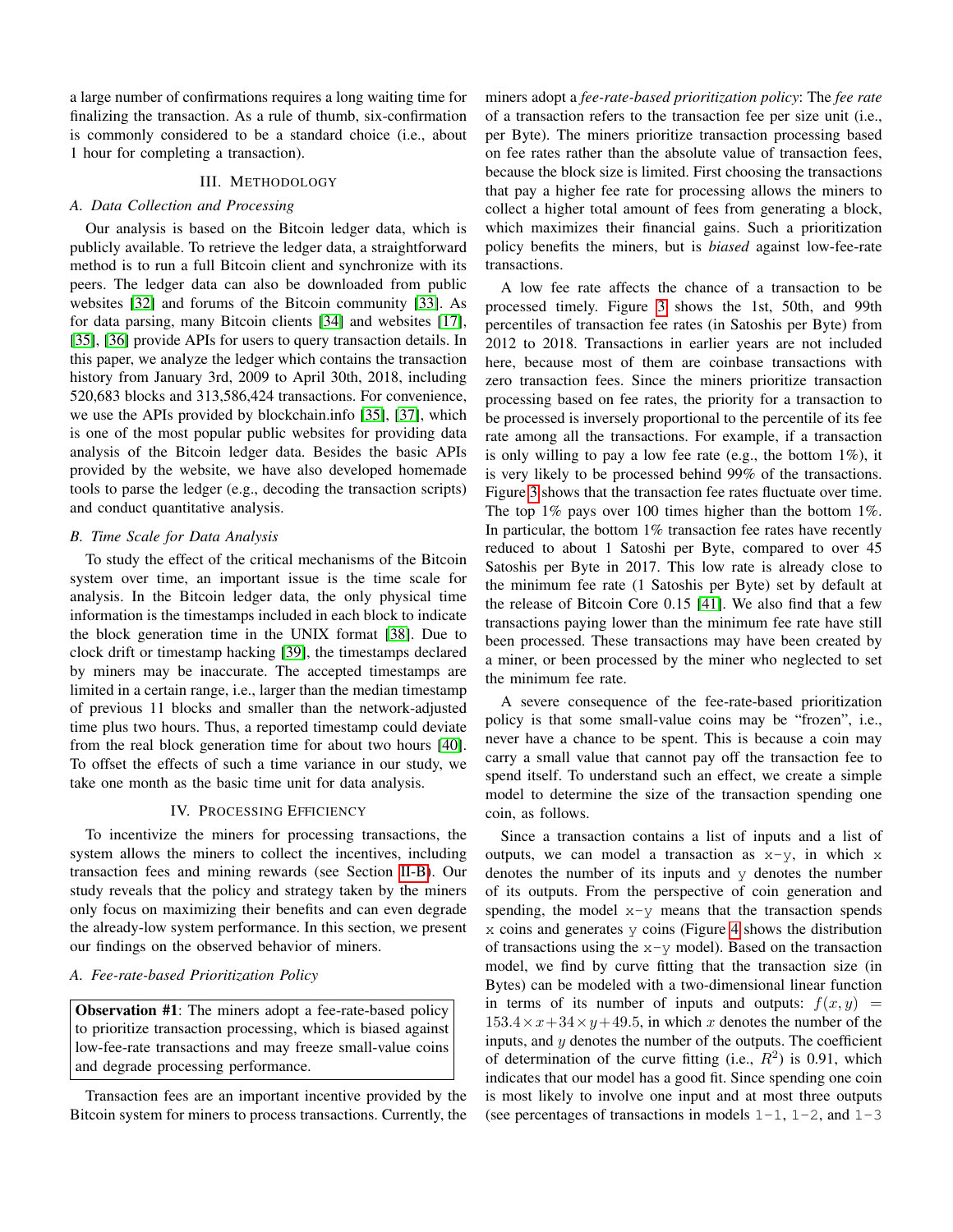a large number of confirmations requires a long waiting time for finalizing the transaction. As a rule of thumb, six-confirmation is commonly considered to be a standard choice (i.e., about 1 hour for completing a transaction).

## III. Methodology

### A. Data Collection and Processing

Our analysis is based on the Bitcoin ledger data, which is publicly available. To retrieve the ledger data, a straightforward method is to run a full Bitcoin client and synchronize with its peers. The ledger data can also be downloaded from public websites [32] and forums of the Bitcoin community [33]. As for data parsing, many Bitcoin clients [34] and websites [17], [35], [36] provide APIs for users to query transaction details. In this paper, we analyze the ledger which contains the transaction history from January 3rd, 2009 to April 30th, 2018, including 520,683 blocks and 313,586,424 transactions. For convenience, we use the APIs provided by blockchain.info [35], [37], which is one of the most popular public websites for providing data analysis of the Bitcoin ledger data. Besides the basic APIs provided by the website, we have also developed homemade tools to parse the ledger (e.g., decoding the transaction scripts) and conduct quantitative analysis.

### B. Time Scale for Data Analysis

To study the effect of the critical mechanisms of the Bitcoin system over time, an important issue is the time scale for analysis. In the Bitcoin ledger data, the only physical time information is the timestamps included in each block to indicate the block generation time in the UNIX format [38]. Due to clock drift or timestamp hacking [39], the timestamps declared by miners may be inaccurate. The accepted timestamps are limited in a certain range, i.e., larger than the median timestamp of previous 11 blocks and smaller than the network-adjusted time plus two hours. Thus, a reported timestamp could deviate from the real block generation time for about two hours [40]. To offset the effects of such a time variance in our study, we take one month as the basic time unit for data analysis.

## IV. Processing Efficiency

To incentivize the miners for processing transactions, the system allows the miners to collect the incentives, including transaction fees and mining rewards (see Section II-B). Our study reveals that the policy and strategy taken by the miners only focus on maximizing their benefits and can even degrade the already-low system performance. In this section, we present our findings on the observed behavior of miners.

### A. Fee-rate-based Prioritization Policy

> **Observation #1**: The miners adopt a fee-rate-based policy to prioritize transaction processing, which is biased against low-fee-rate transactions and may freeze small-value coins and degrade processing performance.

Transaction fees are an important incentive provided by the Bitcoin system for miners to process transactions. Currently, the miners adopt a *fee-rate-based prioritization policy*: The *fee rate* of a transaction refers to the transaction fee per size unit (i.e., per Byte). The miners prioritize transaction processing based on fee rates rather than the absolute value of transaction fees, because the block size is limited. First choosing the transactions that pay a higher fee rate for processing allows the miners to collect a higher total amount of fees from generating a block, which maximizes their financial gains. Such a prioritization policy benefits the miners, but is *biased* against low-fee-rate transactions.

A low fee rate affects the chance of a transaction to be processed timely. Figure 3 shows the 1st, 50th, and 99th percentiles of transaction fee rates (in Satoshis per Byte) from 2012 to 2018. Transactions in earlier years are not included here, because most of them are coinbase transactions with zero transaction fees. Since the miners prioritize transaction processing based on fee rates, the priority for a transaction to be processed is inversely proportional to the percentile of its fee rate among all the transactions. For example, if a transaction is only willing to pay a low fee rate (e.g., the bottom 1%), it is very likely to be processed behind 99% of the transactions. Figure 3 shows that the transaction fee rates fluctuate over time. The top 1% pays over 100 times higher than the bottom 1%. In particular, the bottom 1% transaction fee rates have recently reduced to about 1 Satoshi per Byte, compared to over 45 Satoshis per Byte in 2017. This low rate is already close to the minimum fee rate (1 Satoshis per Byte) set by default at the release of Bitcoin Core 0.15 [41]. We also find that a few transactions paying lower than the minimum fee rate have still been processed. These transactions may have been created by a miner, or been processed by the miner who neglected to set the minimum fee rate.

A severe consequence of the fee-rate-based prioritization policy is that some small-value coins may be "frozen", i.e., never have a chance to be spent. This is because a coin may carry a small value that cannot pay off the transaction fee to spend itself. To understand such an effect, we create a simple model to determine the size of the transaction spending one coin, as follows.

Since a transaction contains a list of inputs and a list of outputs, we can model a transaction as `x-y`, in which `x` denotes the number of its inputs and `y` denotes the number of its outputs. From the perspective of coin generation and spending, the model `x-y` means that the transaction spends `x` coins and generates `y` coins (Figure 4 shows the distribution of transactions using the `x-y` model). Based on the transaction model, we find by curve fitting that the transaction size (in Bytes) can be modeled with a two-dimensional linear function in terms of its number of inputs and outputs: $f(x, y) = 153.4 \times x + 34 \times y + 49.5$, in which $x$ denotes the number of the inputs, and $y$ denotes the number of the outputs. The coefficient of determination of the curve fitting (i.e., $R^2$) is 0.91, which indicates that our model has a good fit. Since spending one coin is most likely to involve one input and at most three outputs (see percentages of transactions in models `1-1`, `1-2`, and `1-3`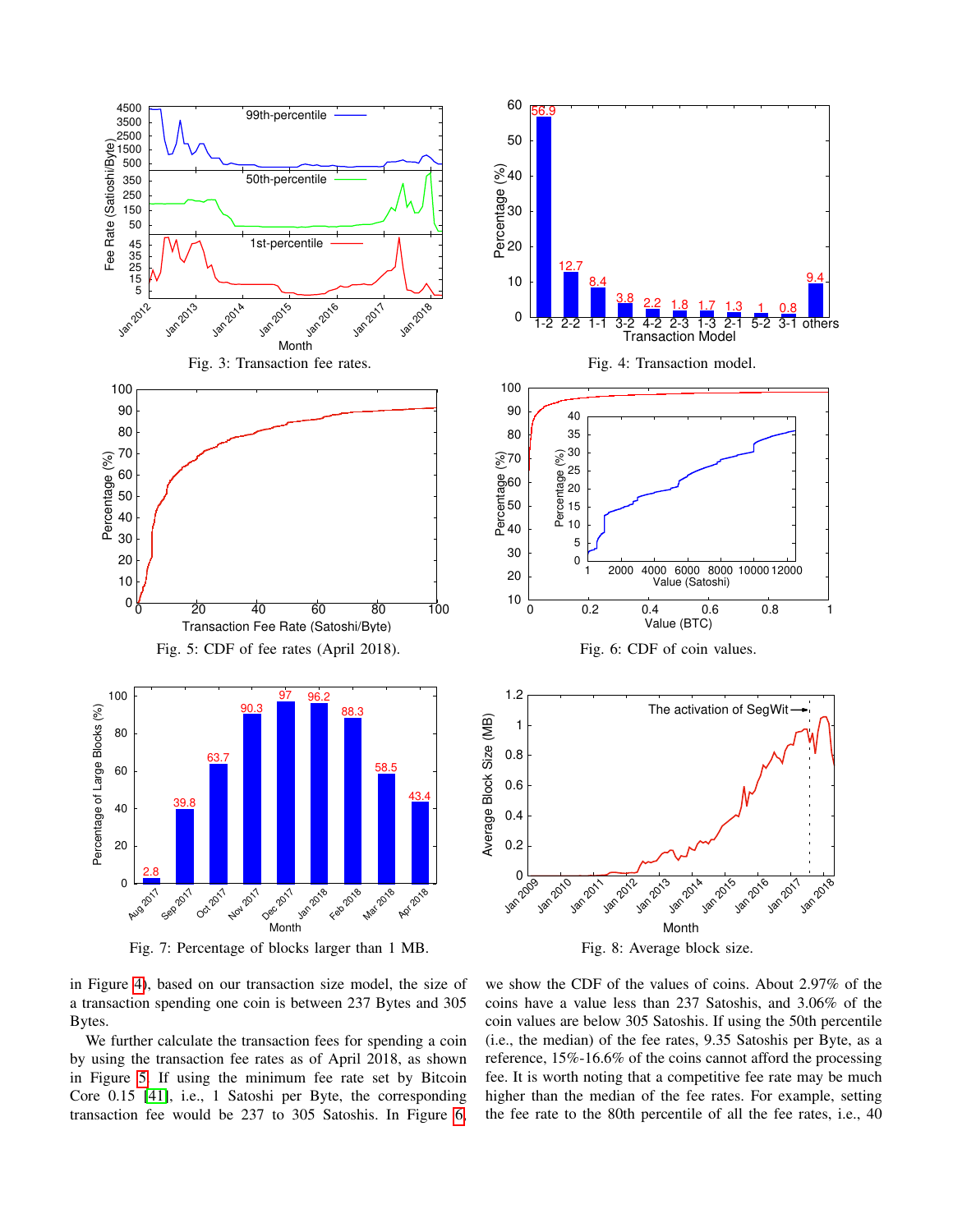Fig. 3: Transaction fee rates.

Fig. 4: Transaction model.

Fig. 5: CDF of fee rates (April 2018).

Fig. 6: CDF of coin values.

Fig. 7: Percentage of blocks larger than 1 MB.

Fig. 8: Average block size.

in Figure 4), based on our transaction size model, the size of a transaction spending one coin is between 237 Bytes and 305 Bytes.

We further calculate the transaction fees for spending a coin by using the transaction fee rates as of April 2018, as shown in Figure 5. If using the minimum fee rate set by Bitcoin Core 0.15 [41], i.e., 1 Satoshi per Byte, the corresponding transaction fee would be 237 to 305 Satoshis. In Figure 6, we show the CDF of the values of coins. About 2.97% of the coins have a value less than 237 Satoshis, and 3.06% of the coin values are below 305 Satoshis. If using the 50th percentile (i.e., the median) of the fee rates, 9.35 Satoshis per Byte, as a reference, 15%-16.6% of the coins cannot afford the processing fee. It is worth noting that a competitive fee rate may be much higher than the median of the fee rates. For example, setting the fee rate to the 80th percentile of all the fee rates, i.e., 40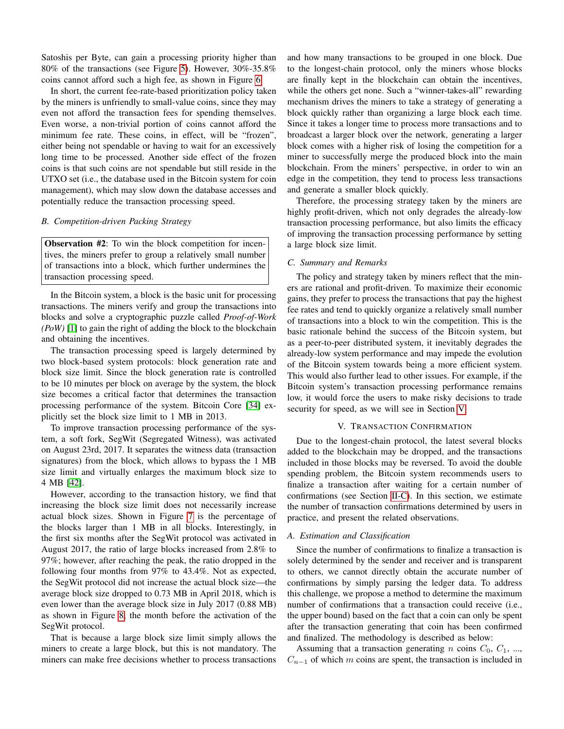Satoshis per Byte, can gain a processing priority higher than 80% of the transactions (see Figure 5). However, 30%-35.8% coins cannot afford such a high fee, as shown in Figure 6.

In short, the current fee-rate-based prioritization policy taken by the miners is unfriendly to small-value coins, since they may even not afford the transaction fees for spending themselves. Even worse, a non-trivial portion of coins cannot afford the minimum fee rate. These coins, in effect, will be "frozen", either being not spendable or having to wait for an excessively long time to be processed. Another side effect of the frozen coins is that such coins are not spendable but still reside in the UTXO set (i.e., the database used in the Bitcoin system for coin management), which may slow down the database accesses and potentially reduce the transaction processing speed.

### *B. Competition-driven Packing Strategy*

> **Observation #2**: To win the block competition for incentives, the miners prefer to group a relatively small number of transactions into a block, which further undermines the transaction processing speed.

In the Bitcoin system, a block is the basic unit for processing transactions. The miners verify and group the transactions into blocks and solve a cryptographic puzzle called *Proof-of-Work (PoW)* [1] to gain the right of adding the block to the blockchain and obtaining the incentives.

The transaction processing speed is largely determined by two block-based system protocols: block generation rate and block size limit. Since the block generation rate is controlled to be 10 minutes per block on average by the system, the block size becomes a critical factor that determines the transaction processing performance of the system. Bitcoin Core [34] explicitly set the block size limit to 1 MB in 2013.

To improve transaction processing performance of the system, a soft fork, SegWit (Segregated Witness), was activated on August 23rd, 2017. It separates the witness data (transaction signatures) from the block, which allows to bypass the 1 MB size limit and virtually enlarges the maximum block size to 4 MB [42].

However, according to the transaction history, we find that increasing the block size limit does not necessarily increase actual block sizes. Shown in Figure 7 is the percentage of the blocks larger than 1 MB in all blocks. Interestingly, in the first six months after the SegWit protocol was activated in August 2017, the ratio of large blocks increased from 2.8% to 97%; however, after reaching the peak, the ratio dropped in the following four months from 97% to 43.4%. Not as expected, the SegWit protocol did not increase the actual block size—the average block size dropped to 0.73 MB in April 2018, which is even lower than the average block size in July 2017 (0.88 MB) as shown in Figure 8, the month before the activation of the SegWit protocol.

That is because a large block size limit simply allows the miners to create a large block, but this is not mandatory. The miners can make free decisions whether to process transactions and how many transactions to be grouped in one block. Due to the longest-chain protocol, only the miners whose blocks are finally kept in the blockchain can obtain the incentives, while the others get none. Such a "winner-takes-all" rewarding mechanism drives the miners to take a strategy of generating a block quickly rather than organizing a large block each time. Since it takes a longer time to process more transactions and to broadcast a larger block over the network, generating a larger block comes with a higher risk of losing the competition for a miner to successfully merge the produced block into the main blockchain. From the miners' perspective, in order to win an edge in the competition, they tend to process less transactions and generate a smaller block quickly.

Therefore, the processing strategy taken by the miners are highly profit-driven, which not only degrades the already-low transaction processing performance, but also limits the efficacy of improving the transaction processing performance by setting a large block size limit.

### *C. Summary and Remarks*

The policy and strategy taken by miners reflect that the miners are rational and profit-driven. To maximize their economic gains, they prefer to process the transactions that pay the highest fee rates and tend to quickly organize a relatively small number of transactions into a block to win the competition. This is the basic rationale behind the success of the Bitcoin system, but as a peer-to-peer distributed system, it inevitably degrades the already-low system performance and may impede the evolution of the Bitcoin system towards being a more efficient system. This would also further lead to other issues. For example, if the Bitcoin system's transaction processing performance remains low, it would force the users to make risky decisions to trade security for speed, as we will see in Section V.

## V. Transaction Confirmation

Due to the longest-chain protocol, the latest several blocks added to the blockchain may be dropped, and the transactions included in those blocks may be reversed. To avoid the double spending problem, the Bitcoin system recommends users to finalize a transaction after waiting for a certain number of confirmations (see Section II-C). In this section, we estimate the number of transaction confirmations determined by users in practice, and present the related observations.

### *A. Estimation and Classification*

Since the number of confirmations to finalize a transaction is solely determined by the sender and receiver and is transparent to others, we cannot directly obtain the accurate number of confirmations by simply parsing the ledger data. To address this challenge, we propose a method to determine the maximum number of confirmations that a transaction could receive (i.e., the upper bound) based on the fact that a coin can only be spent after the transaction generating that coin has been confirmed and finalized. The methodology is described as below:

Assuming that a transaction generating $n$ coins $C_0$, $C_1$, ..., $C_{n-1}$ of which $m$ coins are spent, the transaction is included in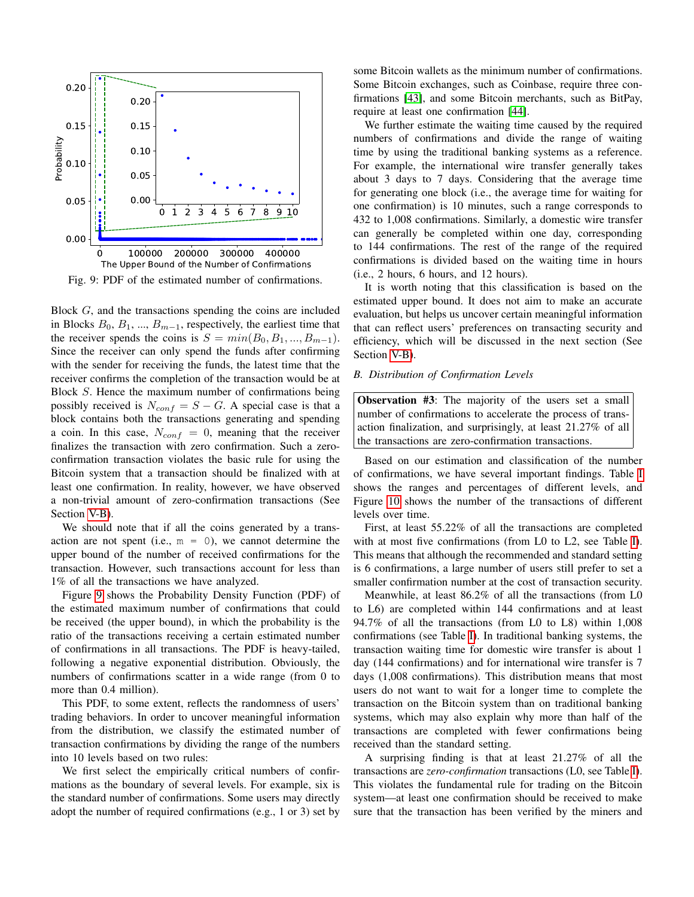Fig. 9: PDF of the estimated number of confirmations.

Block $G$, and the transactions spending the coins are included in Blocks $B_0$, $B_1$, ..., $B_{m-1}$, respectively, the earliest time that the receiver spends the coins is $S = min(B_0, B_1, ..., B_{m-1})$. Since the receiver can only spend the funds after confirming with the sender for receiving the funds, the latest time that the receiver confirms the completion of the transaction would be at Block $S$. Hence the maximum number of confirmations being possibly received is $N_{conf} = S - G$. A special case is that a block contains both the transactions generating and spending a coin. In this case, $N_{conf} = 0$, meaning that the receiver finalizes the transaction with zero confirmation. Such a zero-confirmation transaction violates the basic rule for using the Bitcoin system that a transaction should be finalized with at least one confirmation. In reality, however, we have observed a non-trivial amount of zero-confirmation transactions (See Section V-B).

We should note that if all the coins generated by a transaction are not spent (i.e., $m = 0$), we cannot determine the upper bound of the number of received confirmations for the transaction. However, such transactions account for less than 1% of all the transactions we have analyzed.

Figure 9 shows the Probability Density Function (PDF) of the estimated maximum number of confirmations that could be received (the upper bound), in which the probability is the ratio of the transactions receiving a certain estimated number of confirmations in all transactions. The PDF is heavy-tailed, following a negative exponential distribution. Obviously, the numbers of confirmations scatter in a wide range (from 0 to more than 0.4 million).

This PDF, to some extent, reflects the randomness of users' trading behaviors. In order to uncover meaningful information from the distribution, we classify the estimated number of transaction confirmations by dividing the range of the numbers into 10 levels based on two rules:

We first select the empirically critical numbers of confirmations as the boundary of several levels. For example, six is the standard number of confirmations. Some users may directly adopt the number of required confirmations (e.g., 1 or 3) set by some Bitcoin wallets as the minimum number of confirmations. Some Bitcoin exchanges, such as Coinbase, require three confirmations [43], and some Bitcoin merchants, such as BitPay, require at least one confirmation [44].

We further estimate the waiting time caused by the required numbers of confirmations and divide the range of waiting time by using the traditional banking systems as a reference. For example, the international wire transfer generally takes about 3 days to 7 days. Considering that the average time for generating one block (i.e., the average time for waiting for one confirmation) is 10 minutes, such a range corresponds to 432 to 1,008 confirmations. Similarly, a domestic wire transfer can generally be completed within one day, corresponding to 144 confirmations. The rest of the range of the required confirmations is divided based on the waiting time in hours (i.e., 2 hours, 6 hours, and 12 hours).

It is worth noting that this classification is based on the estimated upper bound. It does not aim to make an accurate evaluation, but helps us uncover certain meaningful information that can reflect users' preferences on transacting security and efficiency, which will be discussed in the next section (See Section V-B).

### B. Distribution of Confirmation Levels

**Observation #3**: The majority of the users set a small number of confirmations to accelerate the process of transaction finalization, and surprisingly, at least 21.27% of all the transactions are zero-confirmation transactions.

Based on our estimation and classification of the number of confirmations, we have several important findings. Table I shows the ranges and percentages of different levels, and Figure 10 shows the number of the transactions of different levels over time.

First, at least 55.22% of all the transactions are completed with at most five confirmations (from L0 to L2, see Table I). This means that although the recommended and standard setting is 6 confirmations, a large number of users still prefer to set a smaller confirmation number at the cost of transaction security.

Meanwhile, at least 86.2% of all the transactions (from L0 to L6) are completed within 144 confirmations and at least 94.7% of all the transactions (from L0 to L8) within 1,008 confirmations (see Table I). In traditional banking systems, the transaction waiting time for domestic wire transfer is about 1 day (144 confirmations) and for international wire transfer is 7 days (1,008 confirmations). This distribution means that most users do not want to wait for a longer time to complete the transaction on the Bitcoin system than on traditional banking systems, which may also explain why more than half of the transactions are completed with fewer confirmations being received than the standard setting.

A surprising finding is that at least 21.27% of all the transactions are *zero-confirmation* transactions (L0, see Table I). This violates the fundamental rule for trading on the Bitcoin system—at least one confirmation should be received to make sure that the transaction has been verified by the miners and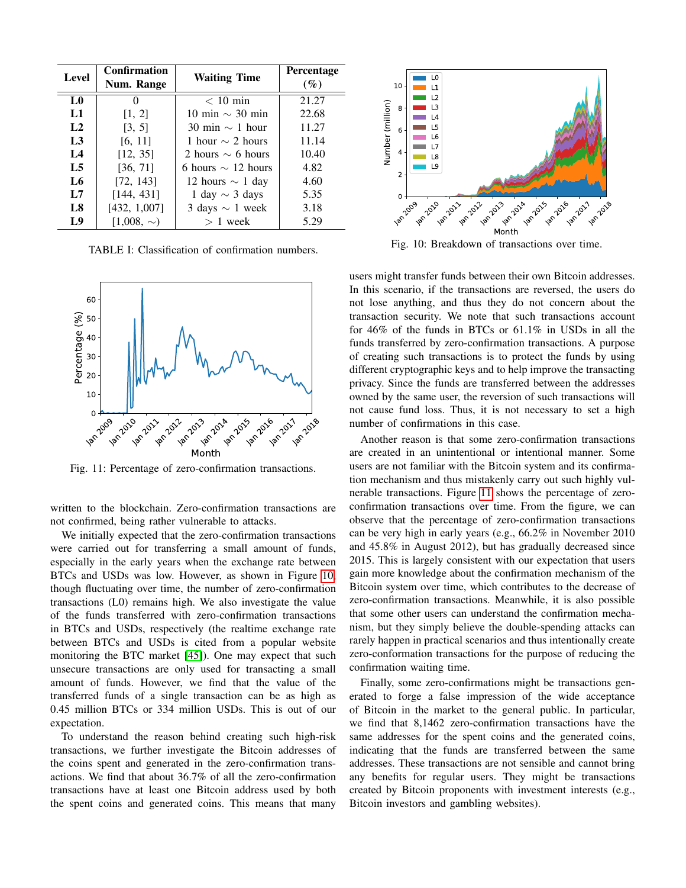| Level | Confirmation Num. Range | Waiting Time | Percentage (%) |
|---|---|---|---|
| **L0** | 0 | < 10 min | 21.27 |
| **L1** | [1, 2] | 10 min ∼ 30 min | 22.68 |
| **L2** | [3, 5] | 30 min ∼ 1 hour | 11.27 |
| **L3** | [6, 11] | 1 hour ∼ 2 hours | 11.14 |
| **L4** | [12, 35] | 2 hours ∼ 6 hours | 10.40 |
| **L5** | [36, 71] | 6 hours ∼ 12 hours | 4.82 |
| **L6** | [72, 143] | 12 hours ∼ 1 day | 4.60 |
| **L7** | [144, 431] | 1 day ∼ 3 days | 5.35 |
| **L8** | [432, 1,007] | 3 days ∼ 1 week | 3.18 |
| **L9** | [1,008, ∼) | > 1 week | 5.29 |

TABLE I: Classification of confirmation numbers.

Fig. 11: Percentage of zero-confirmation transactions.

Fig. 10: Breakdown of transactions over time.

written to the blockchain. Zero-confirmation transactions are not confirmed, being rather vulnerable to attacks.

We initially expected that the zero-confirmation transactions were carried out for transferring a small amount of funds, especially in the early years when the exchange rate between BTCs and USDs was low. However, as shown in Figure 10, though fluctuating over time, the number of zero-confirmation transactions (L0) remains high. We also investigate the value of the funds transferred with zero-confirmation transactions in BTCs and USDs, respectively (the realtime exchange rate between BTCs and USDs is cited from a popular website monitoring the BTC market [45]). One may expect that such unsecure transactions are only used for transacting a small amount of funds. However, we find that the value of the transferred funds of a single transaction can be as high as 0.45 million BTCs or 334 million USDs. This is out of our expectation.

To understand the reason behind creating such high-risk transactions, we further investigate the Bitcoin addresses of the coins spent and generated in the zero-confirmation transactions. We find that about 36.7% of all the zero-confirmation transactions have at least one Bitcoin address used by both the spent coins and generated coins. This means that many users might transfer funds between their own Bitcoin addresses. In this scenario, if the transactions are reversed, the users do not lose anything, and thus they do not concern about the transaction security. We note that such transactions account for 46% of the funds in BTCs or 61.1% in USDs in all the funds transferred by zero-confirmation transactions. A purpose of creating such transactions is to protect the funds by using different cryptographic keys and to help improve the transacting privacy. Since the funds are transferred between the addresses owned by the same user, the reversion of such transactions will not cause fund loss. Thus, it is not necessary to set a high number of confirmations in this case.

Another reason is that some zero-confirmation transactions are created in an unintentional or intentional manner. Some users are not familiar with the Bitcoin system and its confirmation mechanism and thus mistakenly carry out such highly vulnerable transactions. Figure 11 shows the percentage of zero-confirmation transactions over time. From the figure, we can observe that the percentage of zero-confirmation transactions can be very high in early years (e.g., 66.2% in November 2010 and 45.8% in August 2012), but has gradually decreased since 2015. This is largely consistent with our expectation that users gain more knowledge about the confirmation mechanism of the Bitcoin system over time, which contributes to the decrease of zero-confirmation transactions. Meanwhile, it is also possible that some other users can understand the confirmation mechanism, but they simply believe the double-spending attacks can rarely happen in practical scenarios and thus intentionally create zero-conformation transactions for the purpose of reducing the confirmation waiting time.

Finally, some zero-confirmations might be transactions generated to forge a false impression of the wide acceptance of Bitcoin in the market to the general public. In particular, we find that 8,1462 zero-confirmation transactions have the same addresses for the spent coins and the generated coins, indicating that the funds are transferred between the same addresses. These transactions are not sensible and cannot bring any benefits for regular users. They might be transactions created by Bitcoin proponents with investment interests (e.g., Bitcoin investors and gambling websites).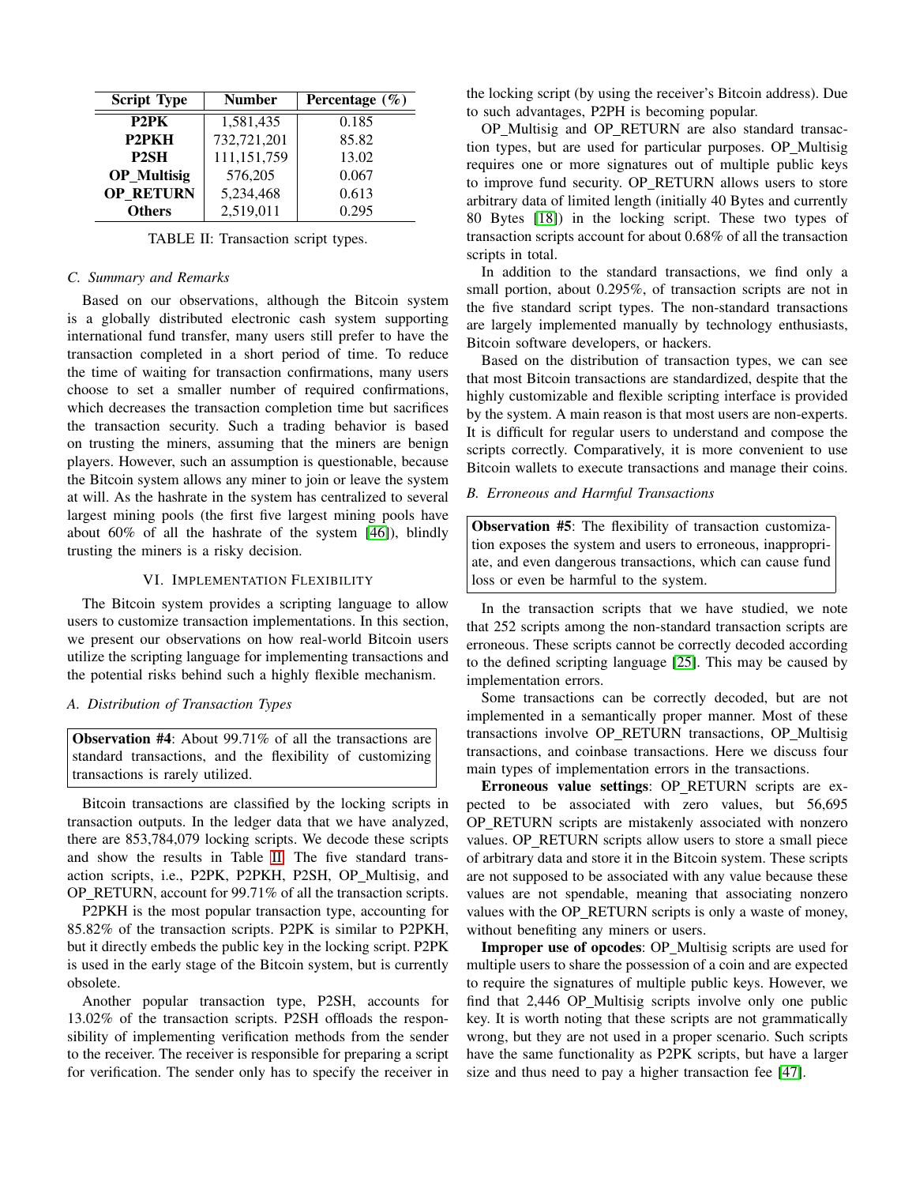| Script Type | Number | Percentage (%) |
|---|---|---|
| **P2PK** | 1,581,435 | 0.185 |
| **P2PKH** | 732,721,201 | 85.82 |
| **P2SH** | 111,151,759 | 13.02 |
| **OP_Multisig** | 576,205 | 0.067 |
| **OP_RETURN** | 5,234,468 | 0.613 |
| **Others** | 2,519,011 | 0.295 |

TABLE II: Transaction script types.

### C. Summary and Remarks

Based on our observations, although the Bitcoin system is a globally distributed electronic cash system supporting international fund transfer, many users still prefer to have the transaction completed in a short period of time. To reduce the time of waiting for transaction confirmations, many users choose to set a smaller number of required confirmations, which decreases the transaction completion time but sacrifices the transaction security. Such a trading behavior is based on trusting the miners, assuming that the miners are benign players. However, such an assumption is questionable, because the Bitcoin system allows any miner to join or leave the system at will. As the hashrate in the system has centralized to several largest mining pools (the first five largest mining pools have about 60% of all the hashrate of the system [46]), blindly trusting the miners is a risky decision.

## VI. Implementation Flexibility

The Bitcoin system provides a scripting language to allow users to customize transaction implementations. In this section, we present our observations on how real-world Bitcoin users utilize the scripting language for implementing transactions and the potential risks behind such a highly flexible mechanism.

### A. Distribution of Transaction Types

**Observation #4**: About 99.71% of all the transactions are standard transactions, and the flexibility of customizing transactions is rarely utilized.

Bitcoin transactions are classified by the locking scripts in transaction outputs. In the ledger data that we have analyzed, there are 853,784,079 locking scripts. We decode these scripts and show the results in Table II. The five standard transaction scripts, i.e., P2PK, P2PKH, P2SH, OP_Multisig, and OP_RETURN, account for 99.71% of all the transaction scripts.

P2PKH is the most popular transaction type, accounting for 85.82% of the transaction scripts. P2PK is similar to P2PKH, but it directly embeds the public key in the locking script. P2PK is used in the early stage of the Bitcoin system, but is currently obsolete.

Another popular transaction type, P2SH, accounts for 13.02% of the transaction scripts. P2SH offloads the responsibility of implementing verification methods from the sender to the receiver. The receiver is responsible for preparing a script for verification. The sender only has to specify the receiver in the locking script (by using the receiver's Bitcoin address). Due to such advantages, P2PH is becoming popular.

OP_Multisig and OP_RETURN are also standard transaction types, but are used for particular purposes. OP_Multisig requires one or more signatures out of multiple public keys to improve fund security. OP_RETURN allows users to store arbitrary data of limited length (initially 40 Bytes and currently 80 Bytes [18]) in the locking script. These two types of transaction scripts account for about 0.68% of all the transaction scripts in total.

In addition to the standard transactions, we find only a small portion, about 0.295%, of transaction scripts are not in the five standard script types. The non-standard transactions are largely implemented manually by technology enthusiasts, Bitcoin software developers, or hackers.

Based on the distribution of transaction types, we can see that most Bitcoin transactions are standardized, despite that the highly customizable and flexible scripting interface is provided by the system. A main reason is that most users are non-experts. It is difficult for regular users to understand and compose the scripts correctly. Comparatively, it is more convenient to use Bitcoin wallets to execute transactions and manage their coins.

### B. Erroneous and Harmful Transactions

**Observation #5**: The flexibility of transaction customization exposes the system and users to erroneous, inappropriate, and even dangerous transactions, which can cause fund loss or even be harmful to the system.

In the transaction scripts that we have studied, we note that 252 scripts among the non-standard transaction scripts are erroneous. These scripts cannot be correctly decoded according to the defined scripting language [25]. This may be caused by implementation errors.

Some transactions can be correctly decoded, but are not implemented in a semantically proper manner. Most of these transactions involve OP_RETURN transactions, OP_Multisig transactions, and coinbase transactions. Here we discuss four main types of implementation errors in the transactions.

**Erroneous value settings**: OP_RETURN scripts are expected to be associated with zero values, but 56,695 OP_RETURN scripts are mistakenly associated with nonzero values. OP_RETURN scripts allow users to store a small piece of arbitrary data and store it in the Bitcoin system. These scripts are not supposed to be associated with any value because these values are not spendable, meaning that associating nonzero values with the OP_RETURN scripts is only a waste of money, without benefiting any miners or users.

**Improper use of opcodes**: OP_Multisig scripts are used for multiple users to share the possession of a coin and are expected to require the signatures of multiple public keys. However, we find that 2,446 OP_Multisig scripts involve only one public key. It is worth noting that these scripts are not grammatically wrong, but they are not used in a proper scenario. Such scripts have the same functionality as P2PK scripts, but have a larger size and thus need to pay a higher transaction fee [47].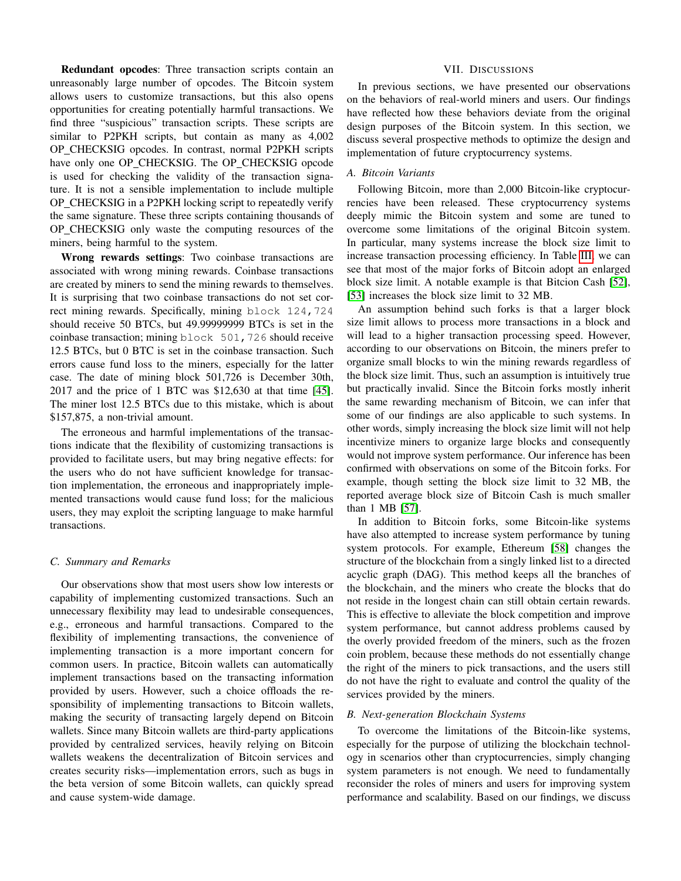**Redundant opcodes**: Three transaction scripts contain an unreasonably large number of opcodes. The Bitcoin system allows users to customize transactions, but this also opens opportunities for creating potentially harmful transactions. We find three "suspicious" transaction scripts. These scripts are similar to P2PKH scripts, but contain as many as 4,002 OP_CHECKSIG opcodes. In contrast, normal P2PKH scripts have only one OP_CHECKSIG. The OP_CHECKSIG opcode is used for checking the validity of the transaction signature. It is not a sensible implementation to include multiple OP_CHECKSIG in a P2PKH locking script to repeatedly verify the same signature. These three scripts containing thousands of OP_CHECKSIG only waste the computing resources of the miners, being harmful to the system.

**Wrong rewards settings**: Two coinbase transactions are associated with wrong mining rewards. Coinbase transactions are created by miners to send the mining rewards to themselves. It is surprising that two coinbase transactions do not set correct mining rewards. Specifically, mining `block 124,724` should receive 50 BTCs, but 49.99999999 BTCs is set in the coinbase transaction; mining `block 501,726` should receive 12.5 BTCs, but 0 BTC is set in the coinbase transaction. Such errors cause fund loss to the miners, especially for the latter case. The date of mining block 501,726 is December 30th, 2017 and the price of 1 BTC was $12,630 at that time [45]. The miner lost 12.5 BTCs due to this mistake, which is about $157,875, a non-trivial amount.

The erroneous and harmful implementations of the transactions indicate that the flexibility of customizing transactions is provided to facilitate users, but may bring negative effects: for the users who do not have sufficient knowledge for transaction implementation, the erroneous and inappropriately implemented transactions would cause fund loss; for the malicious users, they may exploit the scripting language to make harmful transactions.

### C. Summary and Remarks

Our observations show that most users show low interests or capability of implementing customized transactions. Such an unnecessary flexibility may lead to undesirable consequences, e.g., erroneous and harmful transactions. Compared to the flexibility of implementing transactions, the convenience of implementing transaction is a more important concern for common users. In practice, Bitcoin wallets can automatically implement transactions based on the transacting information provided by users. However, such a choice offloads the responsibility of implementing transactions to Bitcoin wallets, making the security of transacting largely depend on Bitcoin wallets. Since many Bitcoin wallets are third-party applications provided by centralized services, heavily relying on Bitcoin wallets weakens the decentralization of Bitcoin services and creates security risks—implementation errors, such as bugs in the beta version of some Bitcoin wallets, can quickly spread and cause system-wide damage.

## VII. Discussions

In previous sections, we have presented our observations on the behaviors of real-world miners and users. Our findings have reflected how these behaviors deviate from the original design purposes of the Bitcoin system. In this section, we discuss several prospective methods to optimize the design and implementation of future cryptocurrency systems.

### A. Bitcoin Variants

Following Bitcoin, more than 2,000 Bitcoin-like cryptocurrencies have been released. These cryptocurrency systems deeply mimic the Bitcoin system and some are tuned to overcome some limitations of the original Bitcoin system. In particular, many systems increase the block size limit to increase transaction processing efficiency. In Table III, we can see that most of the major forks of Bitcoin adopt an enlarged block size limit. A notable example is that Bitcion Cash [52], [53] increases the block size limit to 32 MB.

An assumption behind such forks is that a larger block size limit allows to process more transactions in a block and will lead to a higher transaction processing speed. However, according to our observations on Bitcoin, the miners prefer to organize small blocks to win the mining rewards regardless of the block size limit. Thus, such an assumption is intuitively true but practically invalid. Since the Bitcoin forks mostly inherit the same rewarding mechanism of Bitcoin, we can infer that some of our findings are also applicable to such systems. In other words, simply increasing the block size limit will not help incentivize miners to organize large blocks and consequently would not improve system performance. Our inference has been confirmed with observations on some of the Bitcoin forks. For example, though setting the block size limit to 32 MB, the reported average block size of Bitcoin Cash is much smaller than 1 MB [57].

In addition to Bitcoin forks, some Bitcoin-like systems have also attempted to increase system performance by tuning system protocols. For example, Ethereum [58] changes the structure of the blockchain from a singly linked list to a directed acyclic graph (DAG). This method keeps all the branches of the blockchain, and the miners who create the blocks that do not reside in the longest chain can still obtain certain rewards. This is effective to alleviate the block competition and improve system performance, but cannot address problems caused by the overly provided freedom of the miners, such as the frozen coin problem, because these methods do not essentially change the right of the miners to pick transactions, and the users still do not have the right to evaluate and control the quality of the services provided by the miners.

### B. Next-generation Blockchain Systems

To overcome the limitations of the Bitcoin-like systems, especially for the purpose of utilizing the blockchain technology in scenarios other than cryptocurrencies, simply changing system parameters is not enough. We need to fundamentally reconsider the roles of miners and users for improving system performance and scalability. Based on our findings, we discuss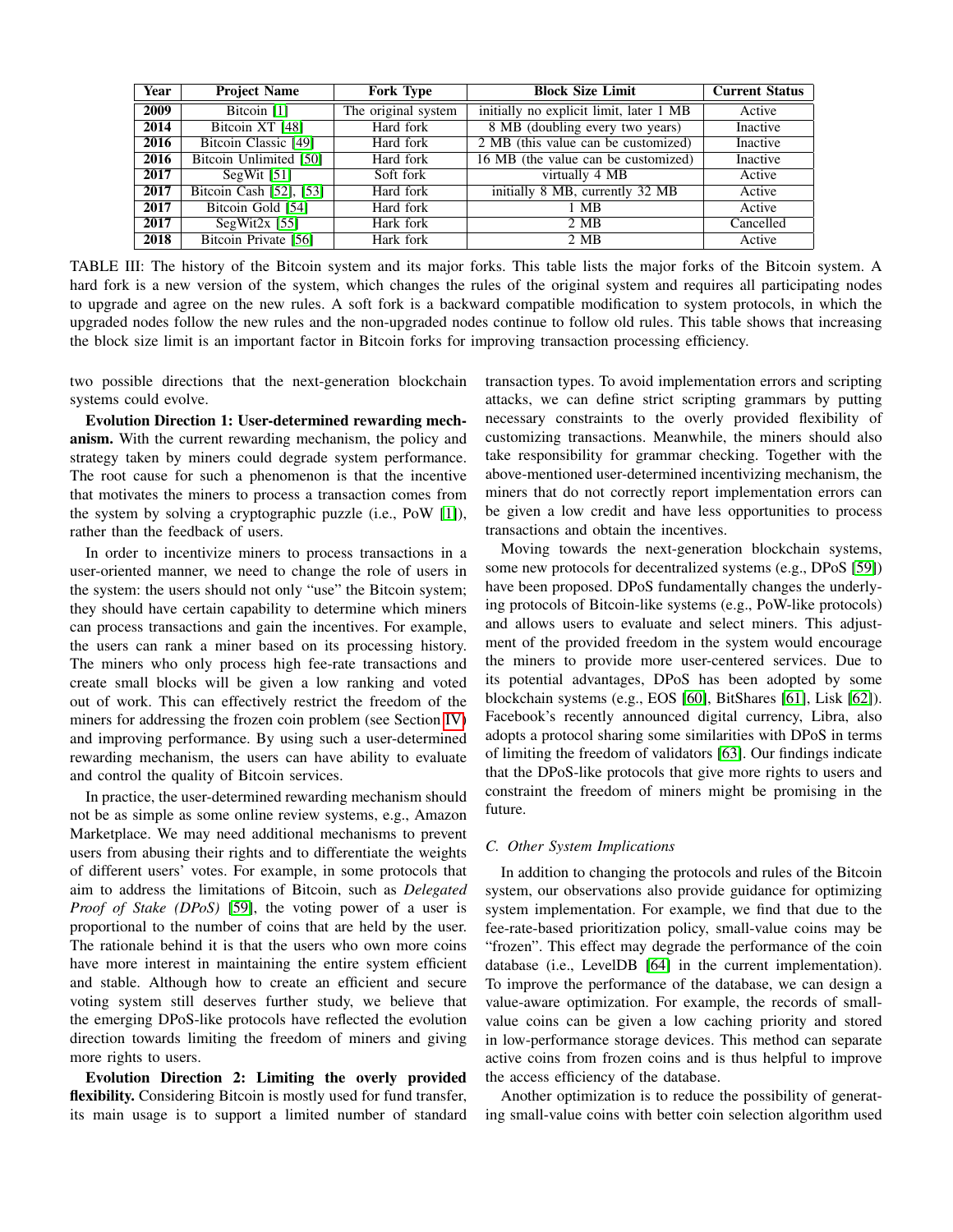| Year | Project Name | Fork Type | Block Size Limit | Current Status |
|---|---|---|---|---|
| 2009 | Bitcoin [1] | The original system | initially no explicit limit, later 1 MB | Active |
| 2014 | Bitcoin XT [48] | Hard fork | 8 MB (doubling every two years) | Inactive |
| 2016 | Bitcoin Classic [49] | Hard fork | 2 MB (this value can be customized) | Inactive |
| 2016 | Bitcoin Unlimited [50] | Hard fork | 16 MB (the value can be customized) | Inactive |
| 2017 | SegWit [51] | Soft fork | virtually 4 MB | Active |
| 2017 | Bitcoin Cash [52], [53] | Hard fork | initially 8 MB, currently 32 MB | Active |
| 2017 | Bitcoin Gold [54] | Hard fork | 1 MB | Active |
| 2017 | SegWit2x [55] | Hark fork | 2 MB | Cancelled |
| 2018 | Bitcoin Private [56] | Hark fork | 2 MB | Active |

TABLE III: The history of the Bitcoin system and its major forks. This table lists the major forks of the Bitcoin system. A hard fork is a new version of the system, which changes the rules of the original system and requires all participating nodes to upgrade and agree on the new rules. A soft fork is a backward compatible modification to system protocols, in which the upgraded nodes follow the new rules and the non-upgraded nodes continue to follow old rules. This table shows that increasing the block size limit is an important factor in Bitcoin forks for improving transaction processing efficiency.

two possible directions that the next-generation blockchain systems could evolve.

**Evolution Direction 1: User-determined rewarding mechanism.** With the current rewarding mechanism, the policy and strategy taken by miners could degrade system performance. The root cause for such a phenomenon is that the incentive that motivates the miners to process a transaction comes from the system by solving a cryptographic puzzle (i.e., PoW [1]), rather than the feedback of users.

In order to incentivize miners to process transactions in a user-oriented manner, we need to change the role of users in the system: the users should not only "use" the Bitcoin system; they should have certain capability to determine which miners can process transactions and gain the incentives. For example, the users can rank a miner based on its processing history. The miners who only process high fee-rate transactions and create small blocks will be given a low ranking and voted out of work. This can effectively restrict the freedom of the miners for addressing the frozen coin problem (see Section IV) and improving performance. By using such a user-determined rewarding mechanism, the users can have ability to evaluate and control the quality of Bitcoin services.

In practice, the user-determined rewarding mechanism should not be as simple as some online review systems, e.g., Amazon Marketplace. We may need additional mechanisms to prevent users from abusing their rights and to differentiate the weights of different users' votes. For example, in some protocols that aim to address the limitations of Bitcoin, such as *Delegated Proof of Stake (DPoS)* [59], the voting power of a user is proportional to the number of coins that are held by the user. The rationale behind it is that the users who own more coins have more interest in maintaining the entire system efficient and stable. Although how to create an efficient and secure voting system still deserves further study, we believe that the emerging DPoS-like protocols have reflected the evolution direction towards limiting the freedom of miners and giving more rights to users.

**Evolution Direction 2: Limiting the overly provided flexibility.** Considering Bitcoin is mostly used for fund transfer, its main usage is to support a limited number of standard transaction types. To avoid implementation errors and scripting attacks, we can define strict scripting grammars by putting necessary constraints to the overly provided flexibility of customizing transactions. Meanwhile, the miners should also take responsibility for grammar checking. Together with the above-mentioned user-determined incentivizing mechanism, the miners that do not correctly report implementation errors can be given a low credit and have less opportunities to process transactions and obtain the incentives.

Moving towards the next-generation blockchain systems, some new protocols for decentralized systems (e.g., DPoS [59]) have been proposed. DPoS fundamentally changes the underlying protocols of Bitcoin-like systems (e.g., PoW-like protocols) and allows users to evaluate and select miners. This adjustment of the provided freedom in the system would encourage the miners to provide more user-centered services. Due to its potential advantages, DPoS has been adopted by some blockchain systems (e.g., EOS [60], BitShares [61], Lisk [62]). Facebook's recently announced digital currency, Libra, also adopts a protocol sharing some similarities with DPoS in terms of limiting the freedom of validators [63]. Our findings indicate that the DPoS-like protocols that give more rights to users and constraint the freedom of miners might be promising in the future.

### C. Other System Implications

In addition to changing the protocols and rules of the Bitcoin system, our observations also provide guidance for optimizing system implementation. For example, we find that due to the fee-rate-based prioritization policy, small-value coins may be "frozen". This effect may degrade the performance of the coin database (i.e., LevelDB [64] in the current implementation). To improve the performance of the database, we can design a value-aware optimization. For example, the records of small-value coins can be given a low caching priority and stored in low-performance storage devices. This method can separate active coins from frozen coins and is thus helpful to improve the access efficiency of the database.

Another optimization is to reduce the possibility of generating small-value coins with better coin selection algorithm used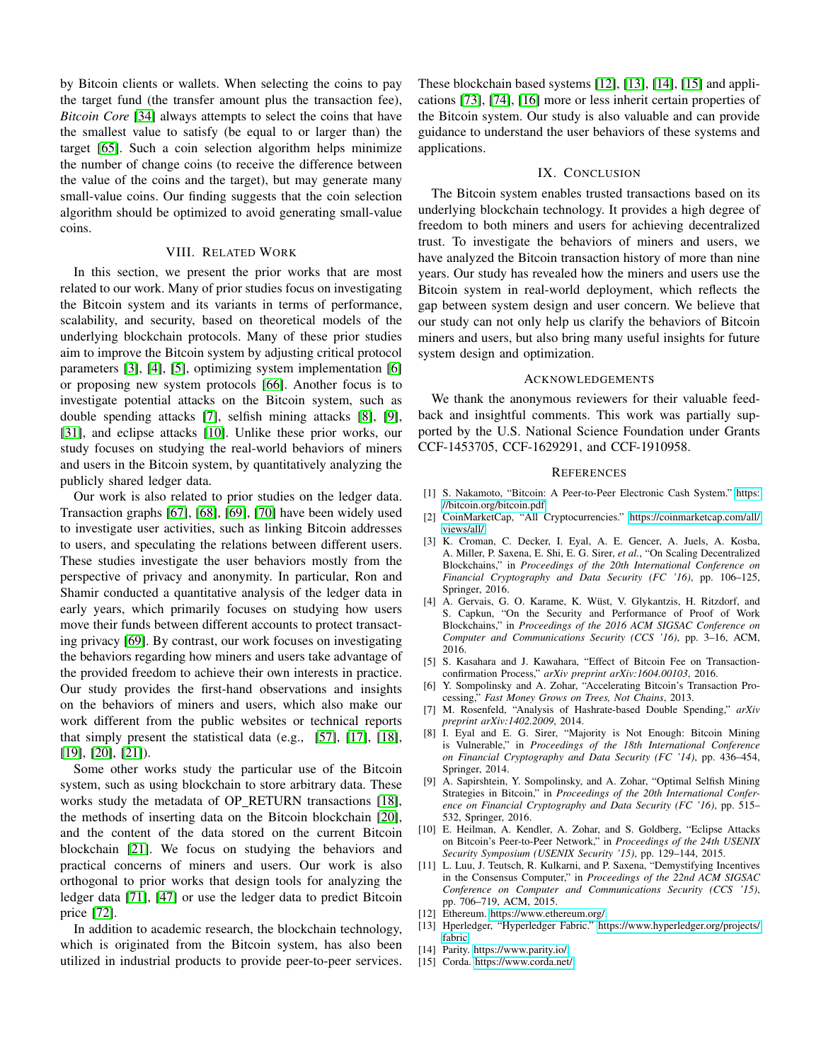by Bitcoin clients or wallets. When selecting the coins to pay the target fund (the transfer amount plus the transaction fee), *Bitcoin Core* [34] always attempts to select the coins that have the smallest value to satisfy (be equal to or larger than) the target [65]. Such a coin selection algorithm helps minimize the number of change coins (to receive the difference between the value of the coins and the target), but may generate many small-value coins. Our finding suggests that the coin selection algorithm should be optimized to avoid generating small-value coins.

## VIII. Related Work

In this section, we present the prior works that are most related to our work. Many of prior studies focus on investigating the Bitcoin system and its variants in terms of performance, scalability, and security, based on theoretical models of the underlying blockchain protocols. Many of these prior studies aim to improve the Bitcoin system by adjusting critical protocol parameters [3], [4], [5], optimizing system implementation [6] or proposing new system protocols [66]. Another focus is to investigate potential attacks on the Bitcoin system, such as double spending attacks [7], selfish mining attacks [8], [9], [31], and eclipse attacks [10]. Unlike these prior works, our study focuses on studying the real-world behaviors of miners and users in the Bitcoin system, by quantitatively analyzing the publicly shared ledger data.

Our work is also related to prior studies on the ledger data. Transaction graphs [67], [68], [69], [70] have been widely used to investigate user activities, such as linking Bitcoin addresses to users, and speculating the relations between different users. These studies investigate the user behaviors mostly from the perspective of privacy and anonymity. In particular, Ron and Shamir conducted a quantitative analysis of the ledger data in early years, which primarily focuses on studying how users move their funds between different accounts to protect transacting privacy [69]. By contrast, our work focuses on investigating the behaviors regarding how miners and users take advantage of the provided freedom to achieve their own interests in practice. Our study provides the first-hand observations and insights on the behaviors of miners and users, which also make our work different from the public websites or technical reports that simply present the statistical data (e.g., [57], [17], [18], [19], [20], [21]).

Some other works study the particular use of the Bitcoin system, such as using blockchain to store arbitrary data. These works study the metadata of OP_RETURN transactions [18], the methods of inserting data on the Bitcoin blockchain [20], and the content of the data stored on the current Bitcoin blockchain [21]. We focus on studying the behaviors and practical concerns of miners and users. Our work is also orthogonal to prior works that design tools for analyzing the ledger data [71], [47] or use the ledger data to predict Bitcoin price [72].

In addition to academic research, the blockchain technology, which is originated from the Bitcoin system, has also been utilized in industrial products to provide peer-to-peer services. These blockchain based systems [12], [13], [14], [15] and applications [73], [74], [16] more or less inherit certain properties of the Bitcoin system. Our study is also valuable and can provide guidance to understand the user behaviors of these systems and applications.

## IX. Conclusion

The Bitcoin system enables trusted transactions based on its underlying blockchain technology. It provides a high degree of freedom to both miners and users for achieving decentralized trust. To investigate the behaviors of miners and users, we have analyzed the Bitcoin transaction history of more than nine years. Our study has revealed how the miners and users use the Bitcoin system in real-world deployment, which reflects the gap between system design and user concern. We believe that our study can not only help us clarify the behaviors of Bitcoin miners and users, but also bring many useful insights for future system design and optimization.

## Acknowledgements

We thank the anonymous reviewers for their valuable feedback and insightful comments. This work was partially supported by the U.S. National Science Foundation under Grants CCF-1453705, CCF-1629291, and CCF-1910958.

## References

[1] S. Nakamoto, "Bitcoin: A Peer-to-Peer Electronic Cash System." https://bitcoin.org/bitcoin.pdf

[2] CoinMarketCap, "All Cryptocurrencies." https://coinmarketcap.com/all/views/all/

[3] K. Croman, C. Decker, I. Eyal, A. E. Gencer, A. Juels, A. Kosba, A. Miller, P. Saxena, E. Shi, E. G. Sirer, *et al.*, "On Scaling Decentralized Blockchains," in *Proceedings of the 20th International Conference on Financial Cryptography and Data Security (FC '16)*, pp. 106–125, Springer, 2016.

[4] A. Gervais, G. O. Karame, K. Wüst, V. Glykantzis, H. Ritzdorf, and S. Capkun, "On the Security and Performance of Proof of Work Blockchains," in *Proceedings of the 2016 ACM SIGSAC Conference on Computer and Communications Security (CCS '16)*, pp. 3–16, ACM, 2016.

[5] S. Kasahara and J. Kawahara, "Effect of Bitcoin Fee on Transaction-confirmation Process," *arXiv preprint arXiv:1604.00103*, 2016.

[6] Y. Sompolinsky and A. Zohar, "Accelerating Bitcoin's Transaction Processing," *Fast Money Grows on Trees, Not Chains*, 2013.

[7] M. Rosenfeld, "Analysis of Hashrate-based Double Spending," *arXiv preprint arXiv:1402.2009*, 2014.

[8] I. Eyal and E. G. Sirer, "Majority is Not Enough: Bitcoin Mining is Vulnerable," in *Proceedings of the 18th International Conference on Financial Cryptography and Data Security (FC '14)*, pp. 436–454, Springer, 2014.

[9] A. Sapirshtein, Y. Sompolinsky, and A. Zohar, "Optimal Selfish Mining Strategies in Bitcoin," in *Proceedings of the 20th International Conference on Financial Cryptography and Data Security (FC '16)*, pp. 515–532, Springer, 2016.

[10] E. Heilman, A. Kendler, A. Zohar, and S. Goldberg, "Eclipse Attacks on Bitcoin's Peer-to-Peer Network," in *Proceedings of the 24th USENIX Security Symposium (USENIX Security '15)*, pp. 129–144, 2015.

[11] L. Luu, J. Teutsch, R. Kulkarni, and P. Saxena, "Demystifying Incentives in the Consensus Computer," in *Proceedings of the 22nd ACM SIGSAC Conference on Computer and Communications Security (CCS '15)*, pp. 706–719, ACM, 2015.

[12] Ethereum. https://www.ethereum.org/

[13] Hperledger, "Hyperledger Fabric." https://www.hyperledger.org/projects/fabric

[14] Parity. https://www.parity.io/

[15] Corda. https://www.corda.net/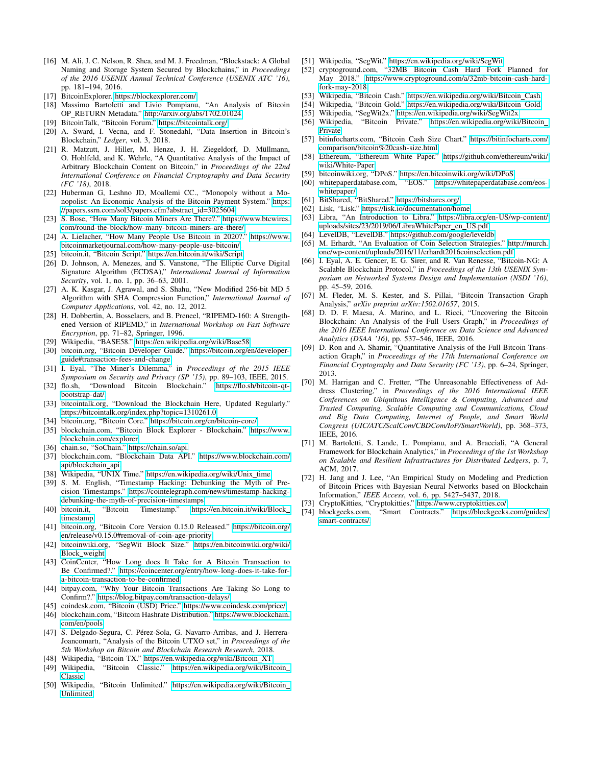[16] M. Ali, J. C. Nelson, R. Shea, and M. J. Freedman, "Blockstack: A Global Naming and Storage System Secured by Blockchains," in *Proceedings of the 2016 USENIX Annual Technical Conference (USENIX ATC '16)*, pp. 181–194, 2016.

[17] BitcoinExplorer. https://blockexplorer.com/

[18] Massimo Bartoletti and Livio Pompianu, "An Analysis of Bitcoin OP_RETURN Metadata." http://arxiv.org/abs/1702.01024

[19] BitcoinTalk, "Bitcoin Forum." https://bitcointalk.org/

[20] A. Sward, I. Vecna, and F. Stonedahl, "Data Insertion in Bitcoin's Blockchain," *Ledger*, vol. 3, 2018.

[21] R. Matzutt, J. Hiller, M. Henze, J. H. Ziegeldorf, D. Müllmann, O. Hohlfeld, and K. Wehrle, "A Quantitative Analysis of the Impact of Arbitrary Blockchain Content on Bitcoin," in *Proceedings of the 22nd International Conference on Financial Cryptography and Data Security (FC '18)*, 2018.

[22] Huberman G, Leshno JD, Moallemi CC., "Monopoly without a Monopolist: An Economic Analysis of the Bitcoin Payment System." https://papers.ssrn.com/sol3/papers.cfm?abstract_id=3025604

[23] S. Bose, "How Many Bitcoin Miners Are There?." https://www.btcwires.com/round-the-block/how-many-bitcoin-miners-are-there/

[24] A. Lielacher, "How Many People Use Bitcoin in 2020?." https://www.bitcoinmarketjournal.com/how-many-people-use-bitcoin/

[25] bitcoin.it, "Bitcoin Script." https://en.bitcoin.it/wiki/Script

[26] D. Johnson, A. Menezes, and S. Vanstone, "The Elliptic Curve Digital Signature Algorithm (ECDSA)," *International Journal of Information Security*, vol. 1, no. 1, pp. 36–63, 2001.

[27] A. K. Kasgar, J. Agrawal, and S. Shahu, "New Modified 256-bit MD 5 Algorithm with SHA Compression Function," *International Journal of Computer Applications*, vol. 42, no. 12, 2012.

[28] H. Dobbertin, A. Bosselaers, and B. Preneel, "RIPEMD-160: A Strengthened Version of RIPEMD," in *International Workshop on Fast Software Encryption*, pp. 71–82, Springer, 1996.

[29] Wikipedia, "BASE58." https://en.wikipedia.org/wiki/Base58

[30] bitcoin.org, "Bitcoin Developer Guide." https://bitcoin.org/en/developer-guide#transaction-fees-and-change

[31] I. Eyal, "The Miner's Dilemma," in *Proceedings of the 2015 IEEE Symposium on Security and Privacy (SP '15)*, pp. 89–103, IEEE, 2015.

[32] flo.sh, "Download Bitcoin Blockchain." https://flo.sh/bitcoin-qt-bootstrap-dat/

[33] bitcointalk.org, "Download the Blockchain Here, Updated Regularly." https://bitcointalk.org/index.php?topic=1310261.0

[34] bitcoin.org, "Bitcoin Core." https://bitcoin.org/en/bitcoin-core/

[35] blockchain.com, "Bitcoin Block Explorer - Blockchain." https://www.blockchain.com/explorer

[36] chain.so, "SoChain." https://chain.so/api

[37] blockchain.com, "Blockchain Data API." https://www.blockchain.com/api/blockchain_api

[38] Wikipedia, "UNIX Time." https://en.wikipedia.org/wiki/Unix_time

[39] S. M. English, "Timestamp Hacking: Debunking the Myth of Precision Timestamps." https://cointelegraph.com/news/timestamp-hacking-debunking-the-myth-of-precision-timestamps

[40] bitcoin.it, "Bitcoin Timestamp." https://en.bitcoin.it/wiki/Block_timestamp

[41] bitcoin.org, "Bitcoin Core Version 0.15.0 Released." https://bitcoin.org/en/release/v0.15.0#removal-of-coin-age-priority

[42] bitcoinwiki.org, "SegWit Block Size." https://en.bitcoinwiki.org/wiki/Block_weight

[43] CoinCenter, "How Long does It Take for A Bitcoin Transaction to Be Confirmed?." https://coincenter.org/entry/how-long-does-it-take-for-a-bitcoin-transaction-to-be-confirmed

[44] bitpay.com, "Why Your Bitcoin Transactions Are Taking So Long to Confirm?." https://blog.bitpay.com/transaction-delays/

[45] coindesk.com, "Bitcoin (USD) Price." https://www.coindesk.com/price/

[46] blockchain.com, "Bitcoin Hashrate Distribution." https://www.blockchain.com/en/pools

[47] S. Delgado-Segura, C. Pérez-Sola, G. Navarro-Arribas, and J. Herrera-Joancomartı, "Analysis of the Bitcoin UTXO set," in *Proceedings of the 5th Workshop on Bitcoin and Blockchain Research Research*, 2018.

[48] Wikipedia, "Bitcoin TX." https://en.wikipedia.org/wiki/Bitcoin_XT

[49] Wikipedia, "Bitcoin Classic." https://en.wikipedia.org/wiki/Bitcoin_Classic

[50] Wikipedia, "Bitcoin Unlimited." https://en.wikipedia.org/wiki/Bitcoin_Unlimited

[51] Wikipedia, "SegWit." https://en.wikipedia.org/wiki/SegWit

[52] cryptoground.com, "32MB Bitcoin Cash Hard Fork Planned for May 2018." https://www.cryptoground.com/a/32mb-bitcoin-cash-hard-fork-may-2018

[53] Wikipedia, "Bitcoin Cash." https://en.wikipedia.org/wiki/Bitcoin_Cash

[54] Wikipedia, "Bitcoin Gold." https://en.wikipedia.org/wiki/Bitcoin_Gold

[55] Wikipedia, "SegWit2x." https://en.wikipedia.org/wiki/SegWit2x

[56] Wikipedia, "Bitcoin Private." https://en.wikipedia.org/wiki/Bitcoin_Private

[57] bitinfocharts.com, "Bitcoin Cash Size Chart." https://bitinfocharts.com/comparison/bitcoin%20cash-size.html

[58] Ethereum, "Ethereum White Paper." https://github.com/ethereum/wiki/wiki/White-Paper

[59] bitcoinwiki.org, "DPoS." https://en.bitcoinwiki.org/wiki/DPoS

[60] whitepaperdatabase.com, "EOS." https://whitepaperdatabase.com/eos-whitepaper/

[61] BitShared, "BitShared." https://bitshares.org/

[62] Lisk, "Lisk." https://lisk.io/documentation/home

[63] Libra, "An Introduction to Libra." https://libra.org/en-US/wp-content/uploads/sites/23/2019/06/LibraWhitePaper_en_US.pdf

[64] LevelDB, "LevelDB." https://github.com/google/leveldb

[65] M. Erhardt, "An Evaluation of Coin Selection Strategies." http://murch.one/wp-content/uploads/2016/11/erhardt2016coinselection.pdf

[66] I. Eyal, A. E. Gencer, E. G. Sirer, and R. Van Renesse, "Bitcoin-NG: A Scalable Blockchain Protocol," in *Proceedings of the 13th USENIX Symposium on Networked Systems Design and Implementation (NSDI '16)*, pp. 45–59, 2016.

[67] M. Fleder, M. S. Kester, and S. Pillai, "Bitcoin Transaction Graph Analysis," *arXiv preprint arXiv:1502.01657*, 2015.

[68] D. D. F. Maesa, A. Marino, and L. Ricci, "Uncovering the Bitcoin Blockchain: An Analysis of the Full Users Graph," in *Proceedings of the 2016 IEEE International Conference on Data Science and Advanced Analytics (DSAA '16)*, pp. 537–546, IEEE, 2016.

[69] D. Ron and A. Shamir, "Quantitative Analysis of the Full Bitcoin Transaction Graph," in *Proceedings of the 17th International Conference on Financial Cryptography and Data Security (FC '13)*, pp. 6–24, Springer, 2013.

[70] M. Harrigan and C. Fretter, "The Unreasonable Effectiveness of Address Clustering," in *Proceedings of the 2016 International IEEE Conferences on Ubiquitous Intelligence & Computing, Advanced and Trusted Computing, Scalable Computing and Communications, Cloud and Big Data Computing, Internet of People, and Smart World Congress (UIC/ATC/ScalCom/CBDCom/IoP/SmartWorld)*, pp. 368–373, IEEE, 2016.

[71] M. Bartoletti, S. Lande, L. Pompianu, and A. Bracciali, "A General Framework for Blockchain Analytics," in *Proceedings of the 1st Workshop on Scalable and Resilient Infrastructures for Distributed Ledgers*, p. 7, ACM, 2017.

[72] H. Jang and J. Lee, "An Empirical Study on Modeling and Prediction of Bitcoin Prices with Bayesian Neural Networks based on Blockchain Information," *IEEE Access*, vol. 6, pp. 5427–5437, 2018.

[73] CryptoKitties, "Cryptokitties." https://www.cryptokitties.co/

[74] blockgeeks.com, "Smart Contracts." https://blockgeeks.com/guides/smart-contracts/